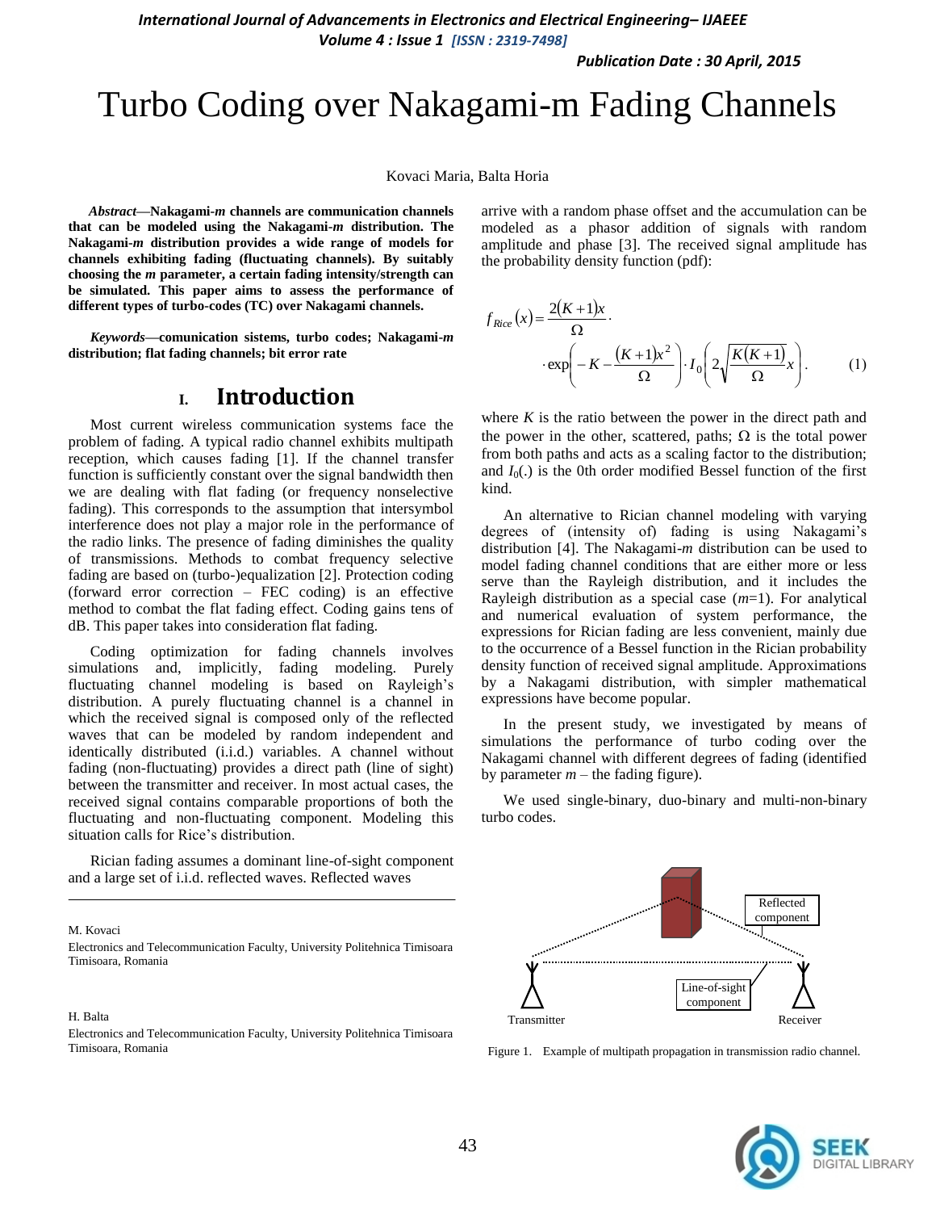# Turbo Coding over Nakagami-m Fading Channels

Kovaci Maria, Balta Horia

***Abstract*—Nakagami-*m* channels are communication channels that can be modeled using the Nakagami-*m* distribution. The Nakagami-*m* distribution provides a wide range of models for channels exhibiting fading (fluctuating channels). By suitably choosing the *m* parameter, a certain fading intensity/strength can be simulated. This paper aims to assess the performance of different types of turbo-codes (TC) over Nakagami channels.**

***Keywords*—comunication sistems, turbo codes; Nakagami-*m* distribution; flat fading channels; bit error rate**

## I. Introduction

Most current wireless communication systems face the problem of fading. A typical radio channel exhibits multipath reception, which causes fading [1]. If the channel transfer function is sufficiently constant over the signal bandwidth then we are dealing with flat fading (or frequency nonselective fading). This corresponds to the assumption that intersymbol interference does not play a major role in the performance of the radio links. The presence of fading diminishes the quality of transmissions. Methods to combat frequency selective fading are based on (turbo-)equalization [2]. Protection coding (forward error correction – FEC coding) is an effective method to combat the flat fading effect. Coding gains tens of dB. This paper takes into consideration flat fading.

Coding optimization for fading channels involves simulations and, implicitly, fading modeling. Purely fluctuating channel modeling is based on Rayleigh's distribution. A purely fluctuating channel is a channel in which the received signal is composed only of the reflected waves that can be modeled by random independent and identically distributed (i.i.d.) variables. A channel without fading (non-fluctuating) provides a direct path (line of sight) between the transmitter and receiver. In most actual cases, the received signal contains comparable proportions of both the fluctuating and non-fluctuating component. Modeling this situation calls for Rice's distribution.

Rician fading assumes a dominant line-of-sight component and a large set of i.i.d. reflected waves. Reflected waves arrive with a random phase offset and the accumulation can be modeled as a phasor addition of signals with random amplitude and phase [3]. The received signal amplitude has the probability density function (pdf):

$$f_{Rice}(x) = \frac{2(K+1)x}{\Omega} \cdot \exp\left(-K - \frac{(K+1)x^2}{\Omega}\right) \cdot I_0\left(2\sqrt{\frac{K(K+1)}{\Omega}}x\right). \tag{1}$$

where $K$ is the ratio between the power in the direct path and the power in the other, scattered, paths; $\Omega$ is the total power from both paths and acts as a scaling factor to the distribution; and $I_0(.)$ is the 0th order modified Bessel function of the first kind.

An alternative to Rician channel modeling with varying degrees of (intensity of) fading is using Nakagami's distribution [4]. The Nakagami-*m* distribution can be used to model fading channel conditions that are either more or less serve than the Rayleigh distribution, and it includes the Rayleigh distribution as a special case ($m$=1). For analytical and numerical evaluation of system performance, the expressions for Rician fading are less convenient, mainly due to the occurrence of a Bessel function in the Rician probability density function of received signal amplitude. Approximations by a Nakagami distribution, with simpler mathematical expressions have become popular.

In the present study, we investigated by means of simulations the performance of turbo coding over the Nakagami channel with different degrees of fading (identified by parameter $m$ – the fading figure).

We used single-binary, duo-binary and multi-non-binary turbo codes.

Reflected component

Line-of-sight component

Transmitter

Receiver

Figure 1. Example of multipath propagation in transmission radio channel.

M. Kovaci

Electronics and Telecommunication Faculty, University Politehnica Timisoara Timisoara, Romania

H. Balta

Electronics and Telecommunication Faculty, University Politehnica Timisoara Timisoara, Romania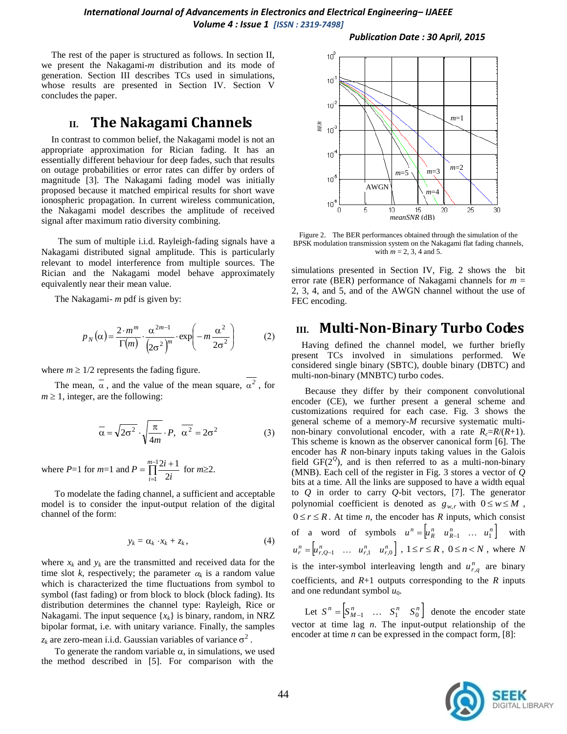The rest of the paper is structured as follows. In section II, we present the Nakagami-*m* distribution and its mode of generation. Section III describes TCs used in simulations, whose results are presented in Section IV. Section V concludes the paper.

## II. The Nakagami Channels

In contrast to common belief, the Nakagami model is not an appropriate approximation for Rician fading. It has an essentially different behaviour for deep fades, such that results on outage probabilities or error rates can differ by orders of magnitude [3]. The Nakagami fading model was initially proposed because it matched empirical results for short wave ionospheric propagation. In current wireless communication, the Nakagami model describes the amplitude of received signal after maximum ratio diversity combining.

The sum of multiple i.i.d. Rayleigh-fading signals have a Nakagami distributed signal amplitude. This is particularly relevant to model interference from multiple sources. The Rician and the Nakagami model behave approximately equivalently near their mean value.

The Nakagami- *m* pdf is given by:

$$p_N(\alpha) = \frac{2\cdot m^m}{\Gamma(m)}\cdot\frac{\alpha^{2m-1}}{\left(2\sigma^2\right)^m}\cdot\exp\left(-m\frac{\alpha^2}{2\sigma^2}\right) \qquad (2)$$

where $m \geq 1/2$ represents the fading figure.

The mean, $\overline{\alpha}$, and the value of the mean square, $\overline{\alpha^2}$, for $m \geq 1$, integer, are the following:

$$\overline{\alpha} = \sqrt{2\sigma^2}\cdot\sqrt{\frac{\pi}{4m}}\cdot P,\ \ \overline{\alpha^2} = 2\sigma^2 \qquad (3)$$

where $P$=1 for $m$=1 and $P = \prod_{i=1}^{m-1}\frac{2i+1}{2i}$ for $m$≥2.

To modelate the fading channel, a sufficient and acceptable model is to consider the input-output relation of the digital channel of the form:

$$y_k = \alpha_k \cdot x_k + z_k, \qquad (4)$$

where $x_k$ and $y_k$ are the transmitted and received data for the time slot $k$, respectively; the parameter $\alpha_k$ is a random value which is characterized the time fluctuations from symbol to symbol (fast fading) or from block to block (block fading). Its distribution determines the channel type: Rayleigh, Rice or Nakagami. The input sequence $\{x_k\}$ is binary, random, in NRZ bipolar format, i.e. with unitary variance. Finally, the samples $z_k$ are zero-mean i.i.d. Gaussian variables of variance $\sigma^2$.

To generate the random variable α, in simulations, we used the method described in [5]. For comparison with the simulations presented in Section IV, Fig. 2 shows the bit error rate (BER) performance of Nakagami channels for $m$ = 2, 3, 4, and 5, and of the AWGN channel without the use of FEC encoding.

Figure 2. The BER performances obtained through the simulation of the BPSK modulation transmission system on the Nakagami flat fading channels, with $m$ = 2, 3, 4 and 5.

## III. Multi-Non-Binary Turbo Codes

Having defined the channel model, we further briefly present TCs involved in simulations performed. We considered single binary (SBTC), double binary (DBTC) and multi-non-binary (MNBTC) turbo codes.

Because they differ by their component convolutional encoder (CE), we further present a general scheme and customizations required for each case. Fig. 3 shows the general scheme of a memory-*M* recursive systematic multi-non-binary convolutional encoder, with a rate $R_c$=$R$/($R$+1). This scheme is known as the observer canonical form [6]. The encoder has $R$ non-binary inputs taking values in the Galois field GF($2^Q$), and is then referred to as a multi-non-binary (MNB). Each cell of the register in Fig. 3 stores a vector of $Q$ bits at a time. All the links are supposed to have a width equal to $Q$ in order to carry $Q$-bit vectors, [7]. The generator polynomial coefficient is denoted as $g_{w,r}$ with $0 \leq w \leq M$, $0 \leq r \leq R$. At time $n$, the encoder has $R$ inputs, which consist of a word of symbols $u^n = \left[u_R^n \ \ u_{R-1}^n \ \ \ldots \ \ u_1^n\right]$ with $u_r^n = \left[u_{r,Q-1}^n \ \ \ldots \ \ u_{r,1}^n \ \ u_{r,0}^n\right]$, $1 \leq r \leq R$, $0 \leq n < N$, where $N$ is the inter-symbol interleaving length and $u_{r,q}^n$ are binary coefficients, and $R$+1 outputs corresponding to the $R$ inputs and one redundant symbol $u_0$.

Let $S^n = \left[S_{M-1}^n \ \ \ldots \ \ S_1^n \ \ S_0^n\right]$ denote the encoder state vector at time lag $n$. The input-output relationship of the encoder at time $n$ can be expressed in the compact form, [8]: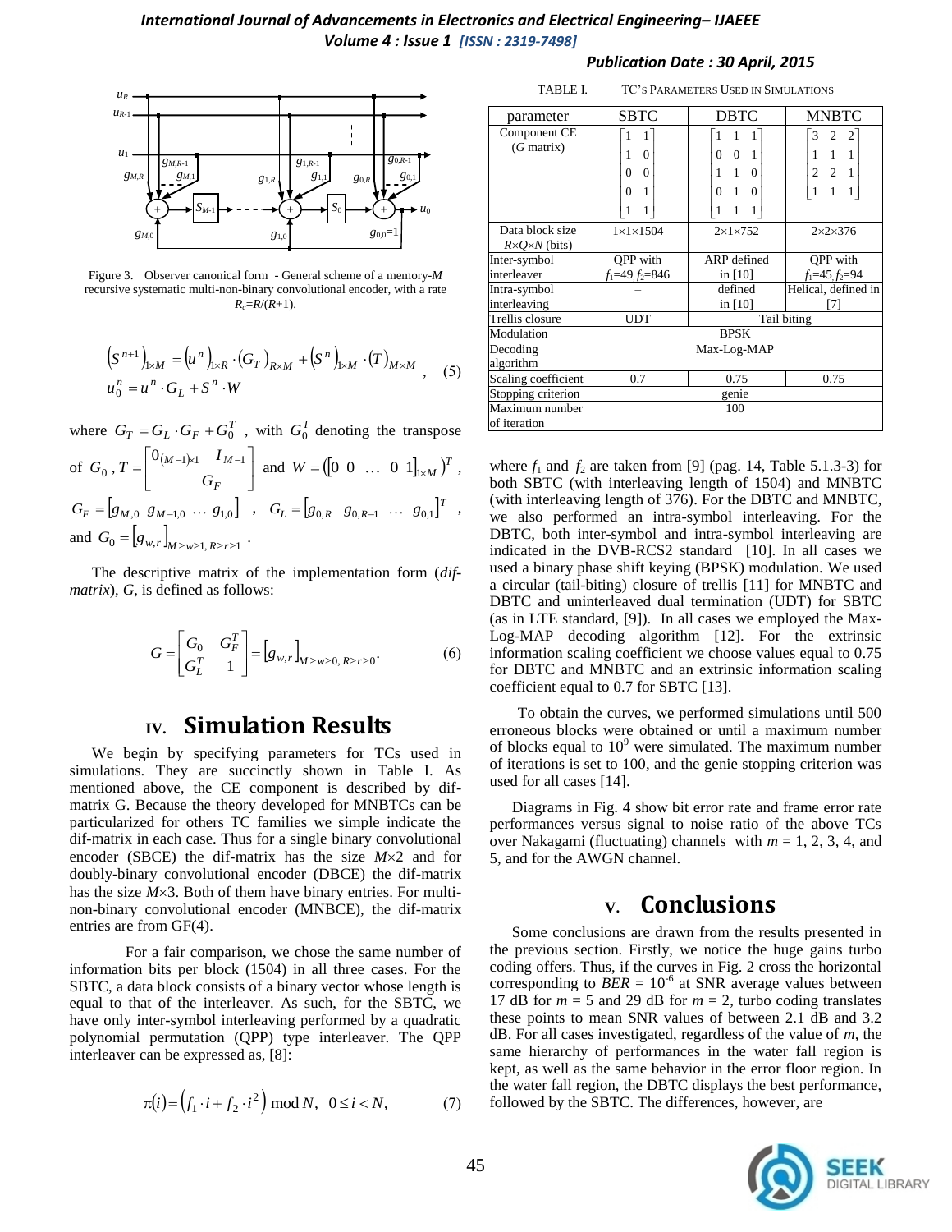Figure 3. Observer canonical form - General scheme of a memory-$M$ recursive systematic multi-non-binary convolutional encoder, with a rate $R_c=R/(R+1)$.

$$\left(S^{n+1}\right)_{1\times M} = \left(u^{n}\right)_{1\times R}\cdot\left(G_T\right)_{R\times M} + \left(S^{n}\right)_{1\times M}\cdot\left(T\right)_{M\times M} \quad , \quad (5)$$
$$u_0^n = u^n\cdot G_L + S^n\cdot W$$

where $G_T = G_L\cdot G_F + G_0^T$ , with $G_0^T$ denoting the transpose of $G_0$ , $T = \begin{bmatrix} 0_{(M-1)\times 1} & I_{M-1} \\ & G_F \end{bmatrix}$ and $W = \left(\begin{bmatrix}0 & 0 & \dots & 0 & 1\end{bmatrix}_{1\times M}\right)^T$ , $G_F = \begin{bmatrix}g_{M,0} & g_{M-1,0} & \dots & g_{1,0}\end{bmatrix}$ , $G_L = \begin{bmatrix}g_{0,R} & g_{0,R-1} & \dots & g_{0,1}\end{bmatrix}^T$ , and $G_0 = \left[g_{w,r}\right]_{M\ge w\ge 1,\, R\ge r\ge 1}$ .

The descriptive matrix of the implementation form (*dif-matrix*), $G$, is defined as follows:

$$G = \begin{bmatrix} G_0 & G_F^T \\ G_L^T & 1 \end{bmatrix} = \left[g_{w,r}\right]_{M\ge w\ge 0,\, R\ge r\ge 0}. \quad (6)$$

## IV. Simulation Results

We begin by specifying parameters for TCs used in simulations. They are succinctly shown in Table I. As mentioned above, the CE component is described by dif-matrix G. Because the theory developed for MNBTCs can be particularized for others TC families we simple indicate the dif-matrix in each case. Thus for a single binary convolutional encoder (SBCE) the dif-matrix has the size $M\times 2$ and for doubly-binary convolutional encoder (DBCE) the dif-matrix has the size $M\times 3$. Both of them have binary entries. For multi-non-binary convolutional encoder (MNBCE), the dif-matrix entries are from GF(4).

For a fair comparison, we chose the same number of information bits per block (1504) in all three cases. For the SBTC, a data block consists of a binary vector whose length is equal to that of the interleaver. As such, for the SBTC, we have only inter-symbol interleaving performed by a quadratic polynomial permutation (QPP) type interleaver. The QPP interleaver can be expressed as, [8]:

$$\pi(i) = \left(f_1\cdot i + f_2\cdot i^2\right) \bmod N, \quad 0\le i < N, \quad (7)$$

TABLE I. TC'S PARAMETERS USED IN SIMULATIONS

| parameter | SBTC | DBTC | MNBTC |
|---|---|---|---|
| Component CE ($G$ matrix) | $\begin{bmatrix}1&1\\1&0\\0&0\\0&1\\1&1\end{bmatrix}$ | $\begin{bmatrix}1&1&1\\0&0&1\\1&1&0\\0&1&0\\1&1&1\end{bmatrix}$ | $\begin{bmatrix}3&2&2\\1&1&1\\2&2&1\\1&1&1\end{bmatrix}$ |
| Data block size $R\times Q\times N$ (bits) | $1\times 1\times 1504$ | $2\times 1\times 752$ | $2\times 2\times 376$ |
| Inter-symbol interleaver | QPP with $f_1$=49, $f_2$=846 | ARP defined in [10] | QPP with $f_1$=45, $f_2$=94 |
| Intra-symbol interleaving | – | defined in [10] | Helical, defined in [7] |
| Trellis closure | UDT | Tail biting | |
| Modulation | BPSK | | |
| Decoding algorithm | Max-Log-MAP | | |
| Scaling coefficient | 0.7 | 0.75 | 0.75 |
| Stopping criterion | genie | | |
| Maximum number of iteration | 100 | | |

where $f_1$ and $f_2$ are taken from [9] (pag. 14, Table 5.1.3-3) for both SBTC (with interleaving length of 1504) and MNBTC (with interleaving length of 376). For the DBTC and MNBTC, we also performed an intra-symbol interleaving. For the DBTC, both inter-symbol and intra-symbol interleaving are indicated in the DVB-RCS2 standard [10]. In all cases we used a binary phase shift keying (BPSK) modulation. We used a circular (tail-biting) closure of trellis [11] for MNBTC and DBTC and uninterleaved dual termination (UDT) for SBTC (as in LTE standard, [9]). In all cases we employed the Max-Log-MAP decoding algorithm [12]. For the extrinsic information scaling coefficient we choose values equal to 0.75 for DBTC and MNBTC and an extrinsic information scaling coefficient equal to 0.7 for SBTC [13].

To obtain the curves, we performed simulations until 500 erroneous blocks were obtained or until a maximum number of blocks equal to $10^9$ were simulated. The maximum number of iterations is set to 100, and the genie stopping criterion was used for all cases [14].

Diagrams in Fig. 4 show bit error rate and frame error rate performances versus signal to noise ratio of the above TCs over Nakagami (fluctuating) channels with $m$ = 1, 2, 3, 4, and 5, and for the AWGN channel.

## V. Conclusions

Some conclusions are drawn from the results presented in the previous section. Firstly, we notice the huge gains turbo coding offers. Thus, if the curves in Fig. 2 cross the horizontal corresponding to $BER = 10^{-6}$ at SNR average values between 17 dB for $m$ = 5 and 29 dB for $m$ = 2, turbo coding translates these points to mean SNR values of between 2.1 dB and 3.2 dB. For all cases investigated, regardless of the value of $m$, the same hierarchy of performances in the water fall region is kept, as well as the same behavior in the error floor region. In the water fall region, the DBTC displays the best performance, followed by the SBTC. The differences, however, are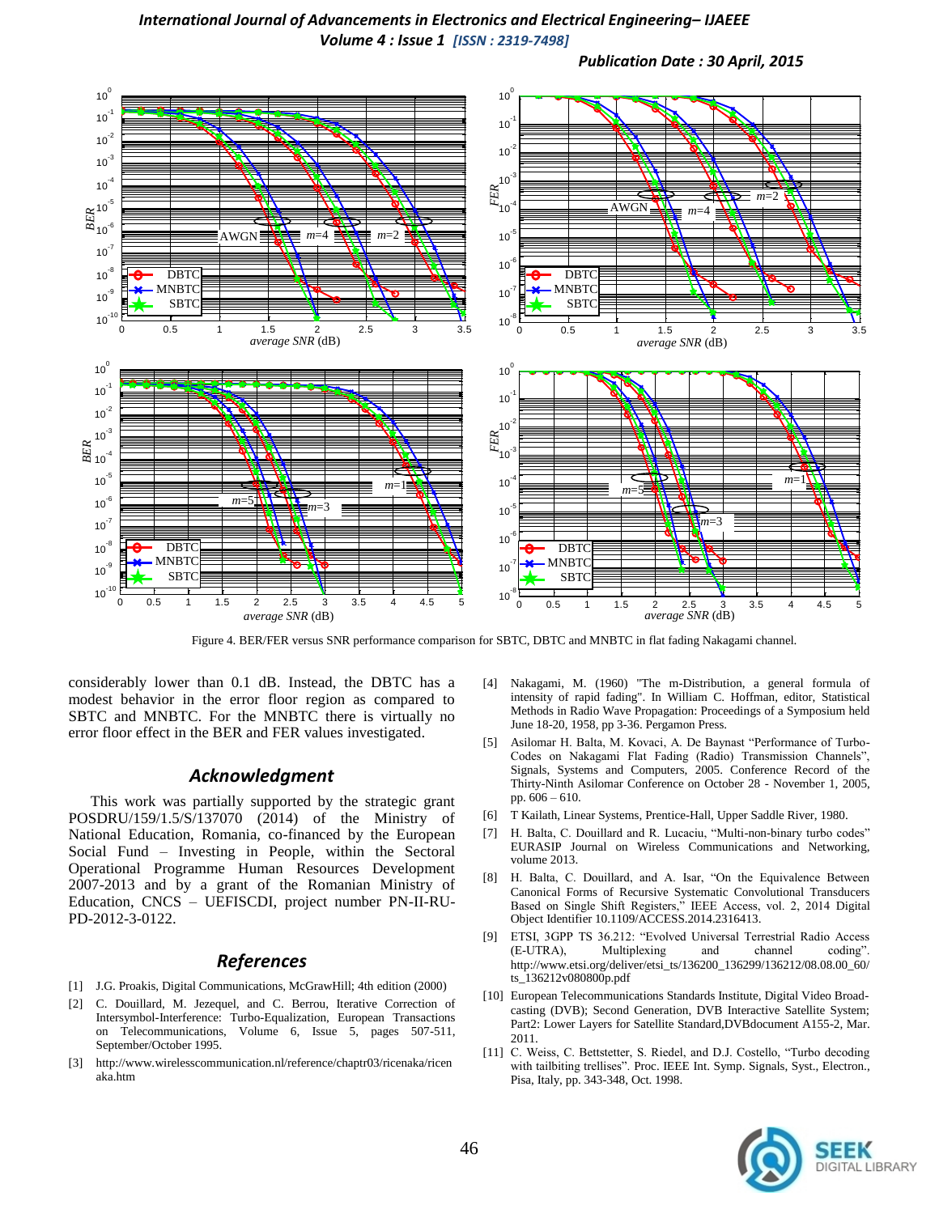Figure 4. BER/FER versus SNR performance comparison for SBTC, DBTC and MNBTC in flat fading Nakagami channel.

considerably lower than 0.1 dB. Instead, the DBTC has a modest behavior in the error floor region as compared to SBTC and MNBTC. For the MNBTC there is virtually no error floor effect in the BER and FER values investigated.

## Acknowledgment

This work was partially supported by the strategic grant POSDRU/159/1.5/S/137070 (2014) of the Ministry of National Education, Romania, co-financed by the European Social Fund – Investing in People, within the Sectoral Operational Programme Human Resources Development 2007-2013 and by a grant of the Romanian Ministry of Education, CNCS – UEFISCDI, project number PN-II-RU-PD-2012-3-0122.

## References

[1] J.G. Proakis, Digital Communications, McGrawHill; 4th edition (2000)

[2] C. Douillard, M. Jezequel, and C. Berrou, Iterative Correction of Intersymbol-Interference: Turbo-Equalization, European Transactions on Telecommunications, Volume 6, Issue 5, pages 507-511, September/October 1995.

[3] http://www.wirelesscommunication.nl/reference/chaptr03/ricenaka/ricenaka.htm

[4] Nakagami, M. (1960) "The m-Distribution, a general formula of intensity of rapid fading". In William C. Hoffman, editor, Statistical Methods in Radio Wave Propagation: Proceedings of a Symposium held June 18-20, 1958, pp 3-36. Pergamon Press.

[5] Asilomar H. Balta, M. Kovaci, A. De Baynast "Performance of Turbo-Codes on Nakagami Flat Fading (Radio) Transmission Channels", Signals, Systems and Computers, 2005. Conference Record of the Thirty-Ninth Asilomar Conference on October 28 - November 1, 2005, pp. 606 – 610.

[6] T Kailath, Linear Systems, Prentice-Hall, Upper Saddle River, 1980.

[7] H. Balta, C. Douillard and R. Lucaciu, "Multi-non-binary turbo codes" EURASIP Journal on Wireless Communications and Networking, volume 2013.

[8] H. Balta, C. Douillard, and A. Isar, "On the Equivalence Between Canonical Forms of Recursive Systematic Convolutional Transducers Based on Single Shift Registers," IEEE Access, vol. 2, 2014 Digital Object Identifier 10.1109/ACCESS.2014.2316413.

[9] ETSI, 3GPP TS 36.212: "Evolved Universal Terrestrial Radio Access (E-UTRA), Multiplexing and channel coding". http://www.etsi.org/deliver/etsi_ts/136200_136299/136212/08.08.00_60/ts_136212v080800p.pdf

[10] European Telecommunications Standards Institute, Digital Video Broadcasting (DVB); Second Generation, DVB Interactive Satellite System; Part2: Lower Layers for Satellite Standard,DVBdocument A155-2, Mar. 2011.

[11] C. Weiss, C. Bettstetter, S. Riedel, and D.J. Costello, "Turbo decoding with tailbiting trellises". Proc. IEEE Int. Symp. Signals, Syst., Electron., Pisa, Italy, pp. 343-348, Oct. 1998.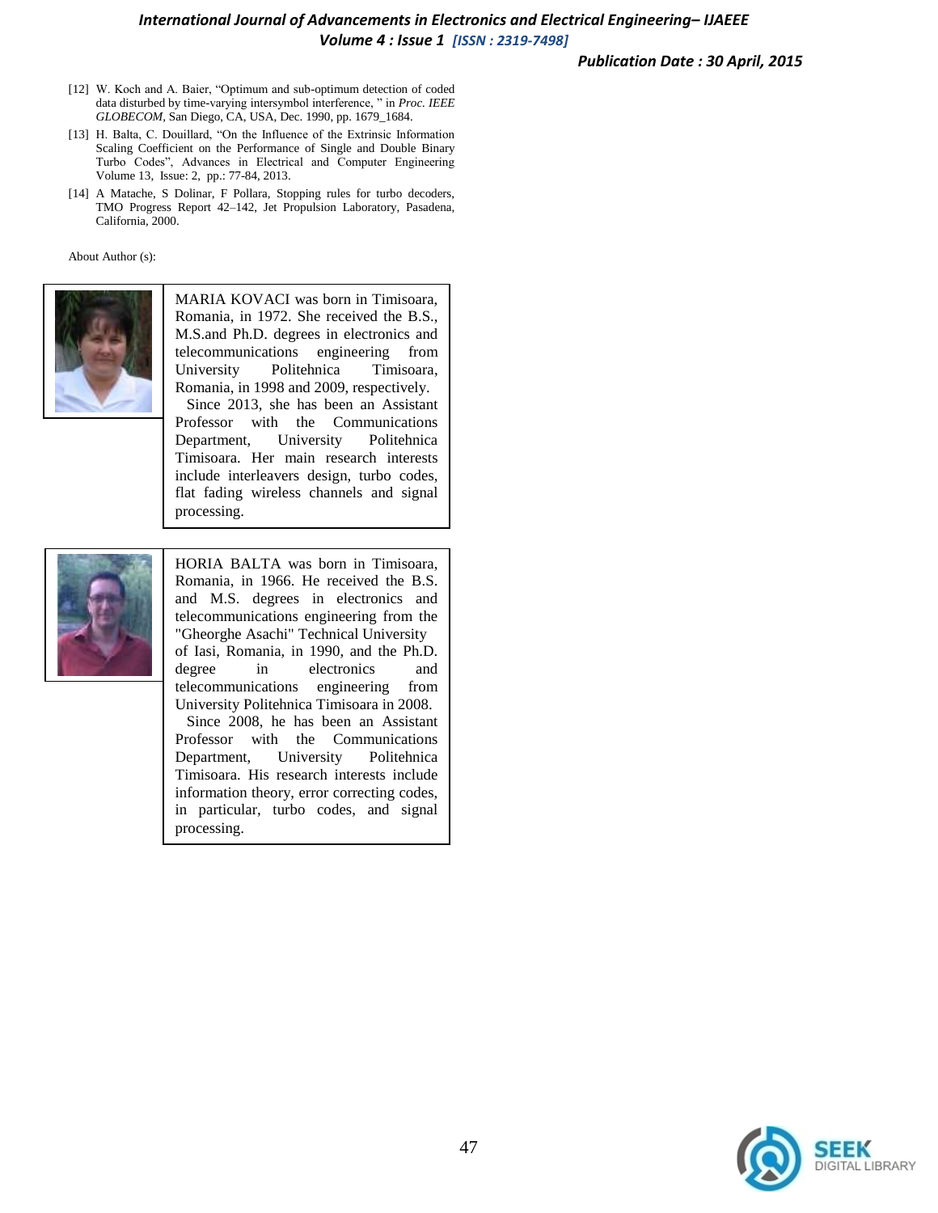[12] W. Koch and A. Baier, "Optimum and sub-optimum detection of coded data disturbed by time-varying intersymbol interference, " in *Proc. IEEE GLOBECOM*, San Diego, CA, USA, Dec. 1990, pp. 1679_1684.

[13] H. Balta, C. Douillard, "On the Influence of the Extrinsic Information Scaling Coefficient on the Performance of Single and Double Binary Turbo Codes", Advances in Electrical and Computer Engineering Volume 13, Issue: 2, pp.: 77-84, 2013.

[14] A Matache, S Dolinar, F Pollara, Stopping rules for turbo decoders, TMO Progress Report 42–142, Jet Propulsion Laboratory, Pasadena, California, 2000.

About Author (s):

MARIA KOVACI was born in Timisoara, Romania, in 1972. She received the B.S., M.S.and Ph.D. degrees in electronics and telecommunications engineering from University Politehnica Timisoara, Romania, in 1998 and 2009, respectively.

Since 2013, she has been an Assistant Professor with the Communications Department, University Politehnica Timisoara. Her main research interests include interleavers design, turbo codes, flat fading wireless channels and signal processing.

HORIA BALTA was born in Timisoara, Romania, in 1966. He received the B.S. and M.S. degrees in electronics and telecommunications engineering from the "Gheorghe Asachi" Technical University of Iasi, Romania, in 1990, and the Ph.D. degree in electronics and telecommunications engineering from University Politehnica Timisoara in 2008.

Since 2008, he has been an Assistant Professor with the Communications Department, University Politehnica Timisoara. His research interests include information theory, error correcting codes, in particular, turbo codes, and signal processing.